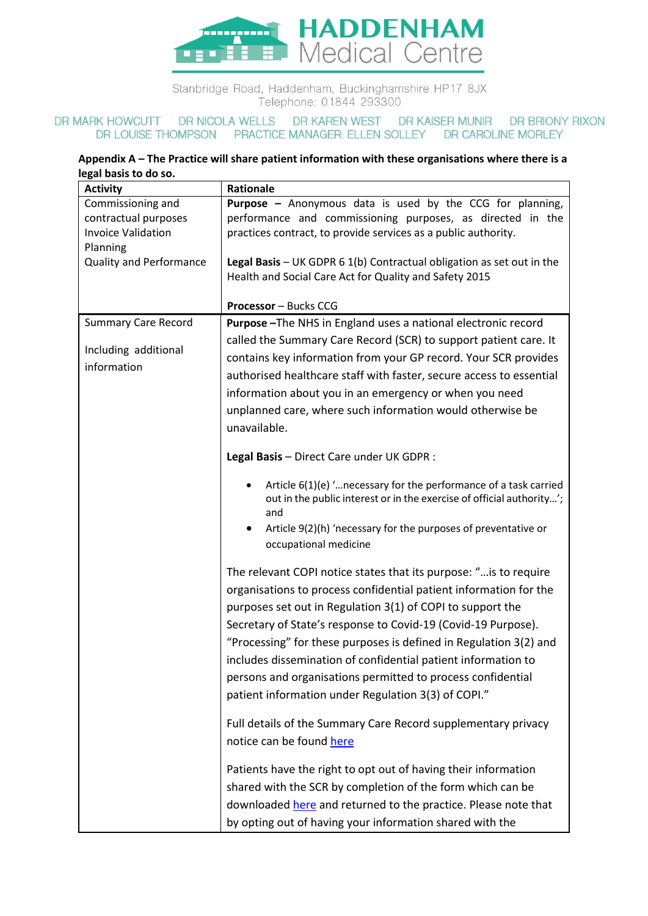# HADDENHAM Medical Centre

Stanbridge Road, Haddenham, Buckinghamshire HP17 8JX
Telephone: 01844 293300

DR MARK HOWCUTT DR NICOLA WELLS DR KAREN WEST DR KAISER MUNIR DR BRIONY RIXON
DR LOUISE THOMPSON PRACTICE MANAGER: ELLEN SOLLEY DR CAROLINE MORLEY

**Appendix A – The Practice will share patient information with these organisations where there is a legal basis to do so.**

| Activity | Rationale |
|---|---|
| Commissioning and contractual purposes<br>Invoice Validation<br>Planning<br>Quality and Performance | **Purpose –** Anonymous data is used by the CCG for planning, performance and commissioning purposes, as directed in the practices contract, to provide services as a public authority.<br><br>**Legal Basis** – UK GDPR 6 1(b) Contractual obligation as set out in the Health and Social Care Act for Quality and Safety 2015<br><br>**Processor** – Bucks CCG |
| Summary Care Record<br><br>Including additional information | **Purpose –**The NHS in England uses a national electronic record called the Summary Care Record (SCR) to support patient care. It contains key information from your GP record. Your SCR provides authorised healthcare staff with faster, secure access to essential information about you in an emergency or when you need unplanned care, where such information would otherwise be unavailable.<br><br>**Legal Basis** – Direct Care under UK GDPR :<br><br>• Article 6(1)(e) '…necessary for the performance of a task carried out in the public interest or in the exercise of official authority…'; and<br>• Article 9(2)(h) 'necessary for the purposes of preventative or occupational medicine<br><br>The relevant COPI notice states that its purpose: "…is to require organisations to process confidential patient information for the purposes set out in Regulation 3(1) of COPI to support the Secretary of State's response to Covid-19 (Covid-19 Purpose). "Processing" for these purposes is defined in Regulation 3(2) and includes dissemination of confidential patient information to persons and organisations permitted to process confidential patient information under Regulation 3(3) of COPI."<br><br>Full details of the Summary Care Record supplementary privacy notice can be found here<br><br>Patients have the right to opt out of having their information shared with the SCR by completion of the form which can be downloaded here and returned to the practice. Please note that by opting out of having your information shared with the |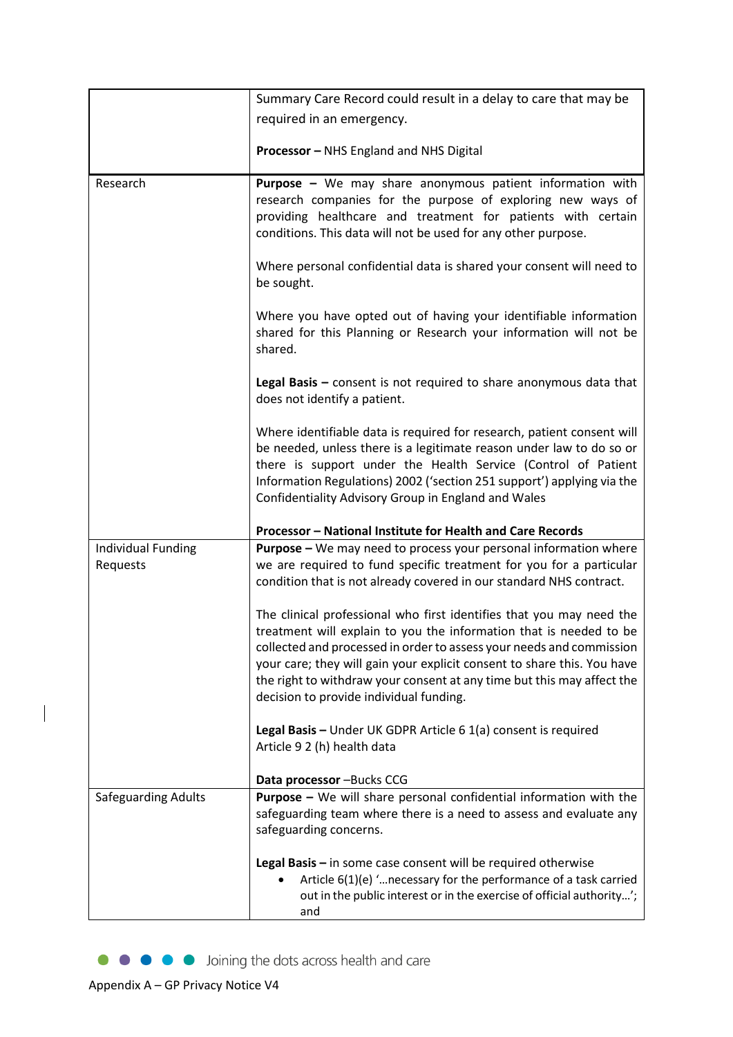| | |
|---|---|
| | Summary Care Record could result in a delay to care that may be required in an emergency.<br><br>**Processor –** NHS England and NHS Digital |
| Research | **Purpose –** We may share anonymous patient information with research companies for the purpose of exploring new ways of providing healthcare and treatment for patients with certain conditions. This data will not be used for any other purpose.<br><br>Where personal confidential data is shared your consent will need to be sought.<br><br>Where you have opted out of having your identifiable information shared for this Planning or Research your information will not be shared.<br><br>**Legal Basis –** consent is not required to share anonymous data that does not identify a patient.<br><br>Where identifiable data is required for research, patient consent will be needed, unless there is a legitimate reason under law to do so or there is support under the Health Service (Control of Patient Information Regulations) 2002 ('section 251 support') applying via the Confidentiality Advisory Group in England and Wales<br><br>**Processor – National Institute for Health and Care Records** |
| Individual Funding Requests | **Purpose –** We may need to process your personal information where we are required to fund specific treatment for you for a particular condition that is not already covered in our standard NHS contract.<br><br>The clinical professional who first identifies that you may need the treatment will explain to you the information that is needed to be collected and processed in order to assess your needs and commission your care; they will gain your explicit consent to share this. You have the right to withdraw your consent at any time but this may affect the decision to provide individual funding.<br><br>**Legal Basis –** Under UK GDPR Article 6 1(a) consent is required Article 9 2 (h) health data<br><br>**Data processor** –Bucks CCG |
| Safeguarding Adults | **Purpose –** We will share personal confidential information with the safeguarding team where there is a need to assess and evaluate any safeguarding concerns.<br><br>**Legal Basis –** in some case consent will be required otherwise<br>• Article 6(1)(e) '…necessary for the performance of a task carried out in the public interest or in the exercise of official authority…'; and |

Joining the dots across health and care

Appendix A – GP Privacy Notice V4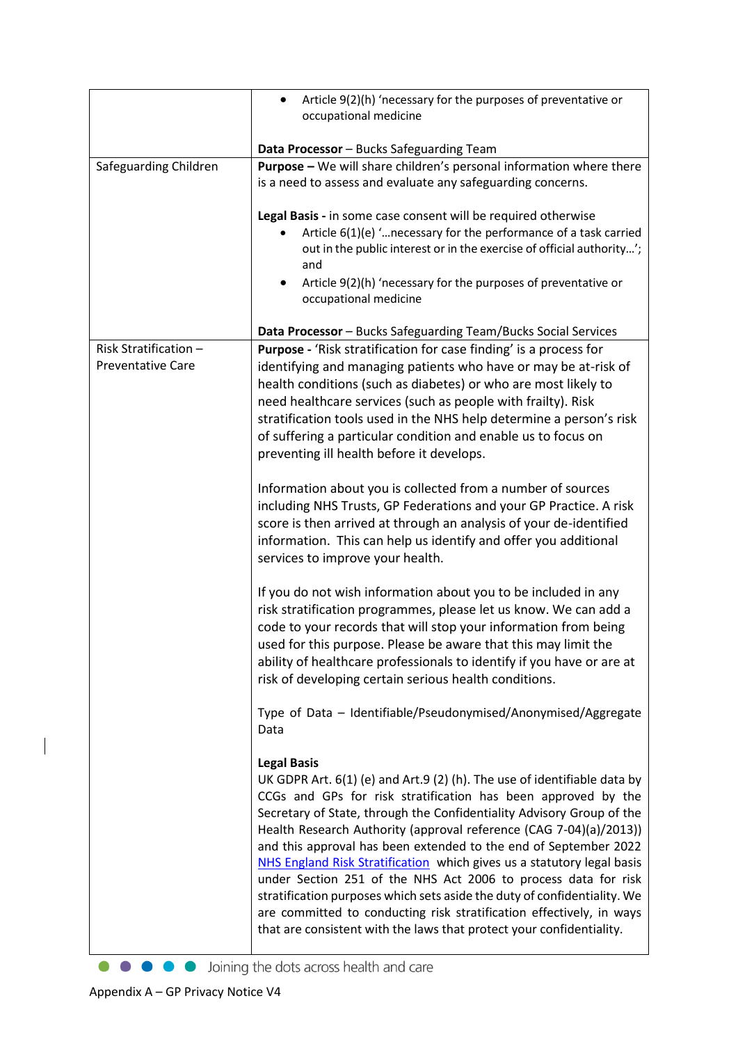| | |
|---|---|
| | • Article 9(2)(h) 'necessary for the purposes of preventative or occupational medicine<br><br>**Data Processor** – Bucks Safeguarding Team |
| Safeguarding Children | **Purpose –** We will share children's personal information where there is a need to assess and evaluate any safeguarding concerns.<br><br>**Legal Basis -** in some case consent will be required otherwise<br>• Article 6(1)(e) '…necessary for the performance of a task carried out in the public interest or in the exercise of official authority…'; and<br>• Article 9(2)(h) 'necessary for the purposes of preventative or occupational medicine<br><br>**Data Processor** – Bucks Safeguarding Team/Bucks Social Services |
| Risk Stratification – Preventative Care | **Purpose -** 'Risk stratification for case finding' is a process for identifying and managing patients who have or may be at-risk of health conditions (such as diabetes) or who are most likely to need healthcare services (such as people with frailty). Risk stratification tools used in the NHS help determine a person's risk of suffering a particular condition and enable us to focus on preventing ill health before it develops.<br><br>Information about you is collected from a number of sources including NHS Trusts, GP Federations and your GP Practice. A risk score is then arrived at through an analysis of your de-identified information. This can help us identify and offer you additional services to improve your health.<br><br>If you do not wish information about you to be included in any risk stratification programmes, please let us know. We can add a code to your records that will stop your information from being used for this purpose. Please be aware that this may limit the ability of healthcare professionals to identify if you have or are at risk of developing certain serious health conditions.<br><br>Type of Data – Identifiable/Pseudonymised/Anonymised/Aggregate Data<br><br>**Legal Basis**<br>UK GDPR Art. 6(1) (e) and Art.9 (2) (h). The use of identifiable data by CCGs and GPs for risk stratification has been approved by the Secretary of State, through the Confidentiality Advisory Group of the Health Research Authority (approval reference (CAG 7-04)(a)/2013)) and this approval has been extended to the end of September 2022 [NHS England Risk Stratification](NHS England Risk Stratification) which gives us a statutory legal basis under Section 251 of the NHS Act 2006 to process data for risk stratification purposes which sets aside the duty of confidentiality. We are committed to conducting risk stratification effectively, in ways that are consistent with the laws that protect your confidentiality. |

Joining the dots across health and care

Appendix A – GP Privacy Notice V4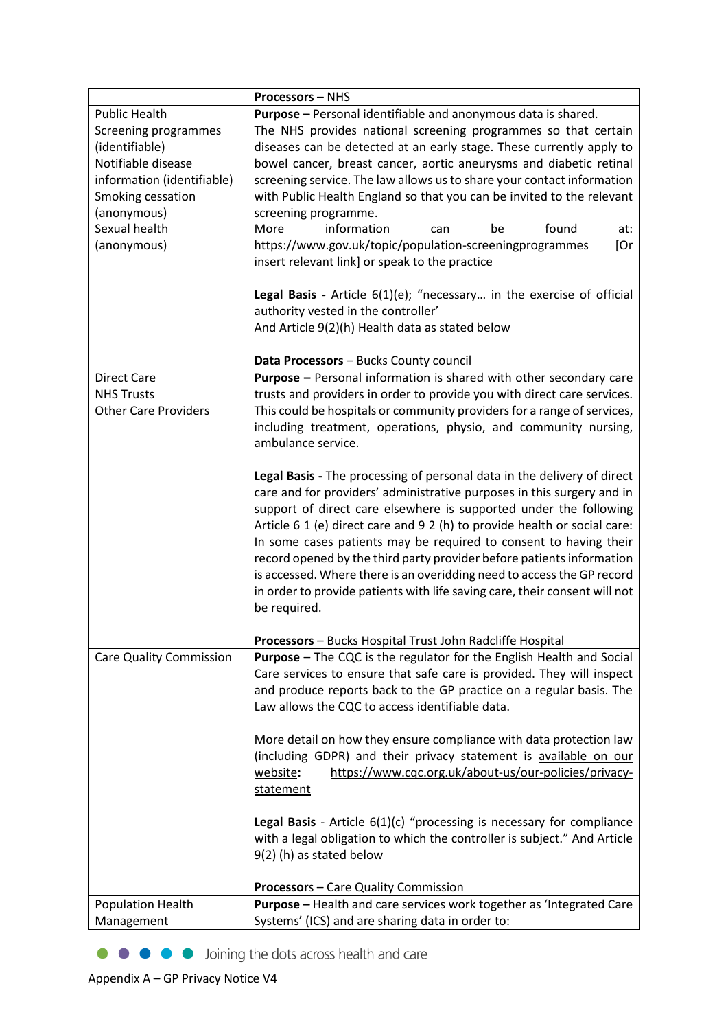| | **Processors** – NHS |
|---|---|
| Public Health<br>Screening programmes (identifiable)<br>Notifiable disease information (identifiable)<br>Smoking cessation (anonymous)<br>Sexual health (anonymous) | **Purpose –** Personal identifiable and anonymous data is shared.<br>The NHS provides national screening programmes so that certain diseases can be detected at an early stage. These currently apply to bowel cancer, breast cancer, aortic aneurysms and diabetic retinal screening service. The law allows us to share your contact information with Public Health England so that you can be invited to the relevant screening programme.<br>More information can be found at: https://www.gov.uk/topic/population-screeningprogrammes [Or insert relevant link] or speak to the practice<br><br>**Legal Basis -** Article 6(1)(e); "necessary… in the exercise of official authority vested in the controller'<br>And Article 9(2)(h) Health data as stated below<br><br>**Data Processors** – Bucks County council |
| Direct Care<br>NHS Trusts<br>Other Care Providers | **Purpose –** Personal information is shared with other secondary care trusts and providers in order to provide you with direct care services. This could be hospitals or community providers for a range of services, including treatment, operations, physio, and community nursing, ambulance service.<br><br>**Legal Basis -** The processing of personal data in the delivery of direct care and for providers' administrative purposes in this surgery and in support of direct care elsewhere is supported under the following Article 6 1 (e) direct care and 9 2 (h) to provide health or social care: In some cases patients may be required to consent to having their record opened by the third party provider before patients information is accessed. Where there is an overidding need to access the GP record in order to provide patients with life saving care, their consent will not be required.<br><br>**Processors** – Bucks Hospital Trust John Radcliffe Hospital |
| Care Quality Commission | **Purpose** – The CQC is the regulator for the English Health and Social Care services to ensure that safe care is provided. They will inspect and produce reports back to the GP practice on a regular basis. The Law allows the CQC to access identifiable data.<br><br>More detail on how they ensure compliance with data protection law (including GDPR) and their privacy statement is available on our website**:** https://www.cqc.org.uk/about-us/our-policies/privacy-statement<br><br>**Legal Basis** - Article 6(1)(c) "processing is necessary for compliance with a legal obligation to which the controller is subject." And Article 9(2) (h) as stated below<br><br>**Processors** – Care Quality Commission |
| Population Health Management | **Purpose –** Health and care services work together as 'Integrated Care Systems' (ICS) and are sharing data in order to: |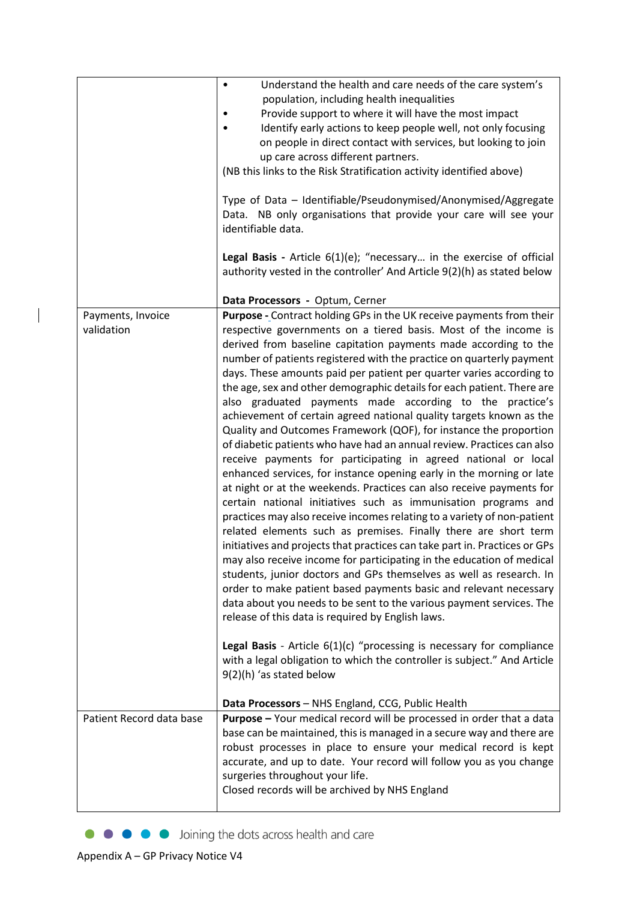| | |
|---|---|
| | • Understand the health and care needs of the care system's population, including health inequalities<br>• Provide support to where it will have the most impact<br>• Identify early actions to keep people well, not only focusing on people in direct contact with services, but looking to join up care across different partners.<br>(NB this links to the Risk Stratification activity identified above)<br><br>Type of Data – Identifiable/Pseudonymised/Anonymised/Aggregate Data. NB only organisations that provide your care will see your identifiable data.<br><br>**Legal Basis -** Article 6(1)(e); "necessary… in the exercise of official authority vested in the controller' And Article 9(2)(h) as stated below<br><br>**Data Processors -** Optum, Cerner |
| Payments, Invoice validation | **Purpose -** Contract holding GPs in the UK receive payments from their respective governments on a tiered basis. Most of the income is derived from baseline capitation payments made according to the number of patients registered with the practice on quarterly payment days. These amounts paid per patient per quarter varies according to the age, sex and other demographic details for each patient. There are also graduated payments made according to the practice's achievement of certain agreed national quality targets known as the Quality and Outcomes Framework (QOF), for instance the proportion of diabetic patients who have had an annual review. Practices can also receive payments for participating in agreed national or local enhanced services, for instance opening early in the morning or late at night or at the weekends. Practices can also receive payments for certain national initiatives such as immunisation programs and practices may also receive incomes relating to a variety of non-patient related elements such as premises. Finally there are short term initiatives and projects that practices can take part in. Practices or GPs may also receive income for participating in the education of medical students, junior doctors and GPs themselves as well as research. In order to make patient based payments basic and relevant necessary data about you needs to be sent to the various payment services. The release of this data is required by English laws.<br><br>**Legal Basis** - Article 6(1)(c) "processing is necessary for compliance with a legal obligation to which the controller is subject." And Article 9(2)(h) 'as stated below<br><br>**Data Processors** – NHS England, CCG, Public Health |
| Patient Record data base | **Purpose –** Your medical record will be processed in order that a data base can be maintained, this is managed in a secure way and there are robust processes in place to ensure your medical record is kept accurate, and up to date. Your record will follow you as you change surgeries throughout your life.<br>Closed records will be archived by NHS England |

Joining the dots across health and care

Appendix A – GP Privacy Notice V4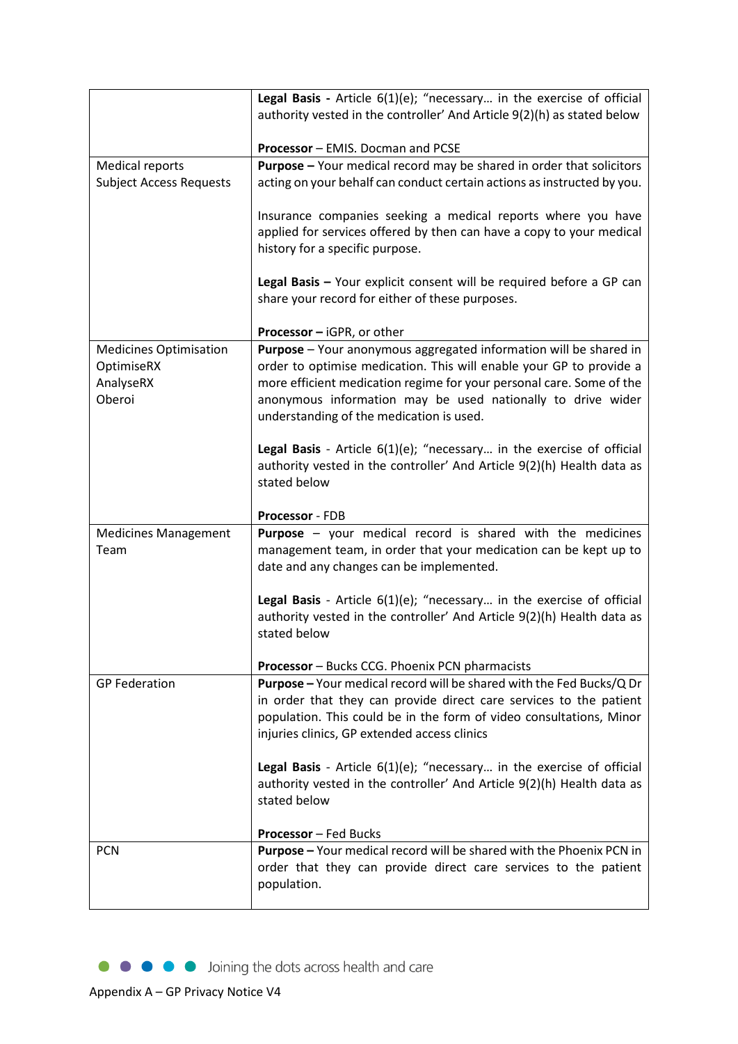|  |  |
|---|---|
|  | **Legal Basis -** Article 6(1)(e); "necessary… in the exercise of official authority vested in the controller' And Article 9(2)(h) as stated below<br><br>**Processor** – EMIS. Docman and PCSE |
| Medical reports<br>Subject Access Requests | **Purpose –** Your medical record may be shared in order that solicitors acting on your behalf can conduct certain actions as instructed by you.<br><br>Insurance companies seeking a medical reports where you have applied for services offered by then can have a copy to your medical history for a specific purpose.<br><br>**Legal Basis –** Your explicit consent will be required before a GP can share your record for either of these purposes.<br><br>**Processor –** iGPR, or other |
| Medicines Optimisation<br>OptimiseRX<br>AnalyseRX<br>Oberoi | **Purpose** – Your anonymous aggregated information will be shared in order to optimise medication. This will enable your GP to provide a more efficient medication regime for your personal care. Some of the anonymous information may be used nationally to drive wider understanding of the medication is used.<br><br>**Legal Basis** - Article 6(1)(e); "necessary… in the exercise of official authority vested in the controller' And Article 9(2)(h) Health data as stated below<br><br>**Processor** - FDB |
| Medicines Management Team | **Purpose** – your medical record is shared with the medicines management team, in order that your medication can be kept up to date and any changes can be implemented.<br><br>**Legal Basis** - Article 6(1)(e); "necessary… in the exercise of official authority vested in the controller' And Article 9(2)(h) Health data as stated below<br><br>**Processor** – Bucks CCG. Phoenix PCN pharmacists |
| GP Federation | **Purpose –** Your medical record will be shared with the Fed Bucks/Q Dr in order that they can provide direct care services to the patient population. This could be in the form of video consultations, Minor injuries clinics, GP extended access clinics<br><br>**Legal Basis** - Article 6(1)(e); "necessary… in the exercise of official authority vested in the controller' And Article 9(2)(h) Health data as stated below<br><br>**Processor** – Fed Bucks |
| PCN | **Purpose –** Your medical record will be shared with the Phoenix PCN in order that they can provide direct care services to the patient population. |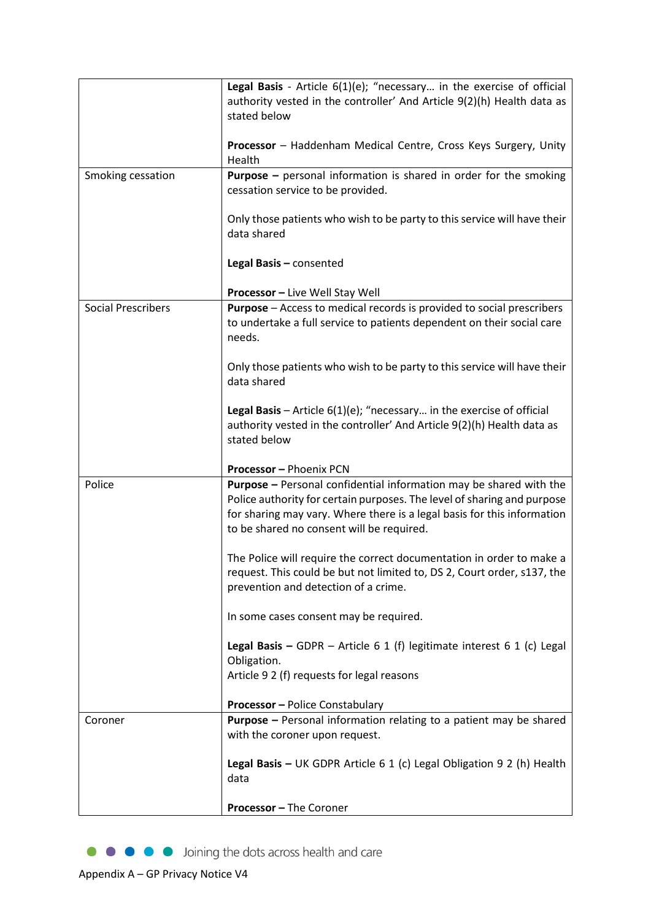| | |
|---|---|
| | **Legal Basis** - Article 6(1)(e); "necessary… in the exercise of official authority vested in the controller' And Article 9(2)(h) Health data as stated below<br><br>**Processor** – Haddenham Medical Centre, Cross Keys Surgery, Unity Health |
| Smoking cessation | **Purpose –** personal information is shared in order for the smoking cessation service to be provided.<br><br>Only those patients who wish to be party to this service will have their data shared<br><br>**Legal Basis –** consented<br><br>**Processor –** Live Well Stay Well |
| Social Prescribers | **Purpose** – Access to medical records is provided to social prescribers to undertake a full service to patients dependent on their social care needs.<br><br>Only those patients who wish to be party to this service will have their data shared<br><br>**Legal Basis** – Article 6(1)(e); "necessary… in the exercise of official authority vested in the controller' And Article 9(2)(h) Health data as stated below<br><br>**Processor –** Phoenix PCN |
| Police | **Purpose –** Personal confidential information may be shared with the Police authority for certain purposes. The level of sharing and purpose for sharing may vary. Where there is a legal basis for this information to be shared no consent will be required.<br><br>The Police will require the correct documentation in order to make a request. This could be but not limited to, DS 2, Court order, s137, the prevention and detection of a crime.<br><br>In some cases consent may be required.<br><br>**Legal Basis –** GDPR – Article 6 1 (f) legitimate interest 6 1 (c) Legal Obligation.<br>Article 9 2 (f) requests for legal reasons<br><br>**Processor –** Police Constabulary |
| Coroner | **Purpose –** Personal information relating to a patient may be shared with the coroner upon request.<br><br>**Legal Basis –** UK GDPR Article 6 1 (c) Legal Obligation 9 2 (h) Health data<br><br>**Processor –** The Coroner |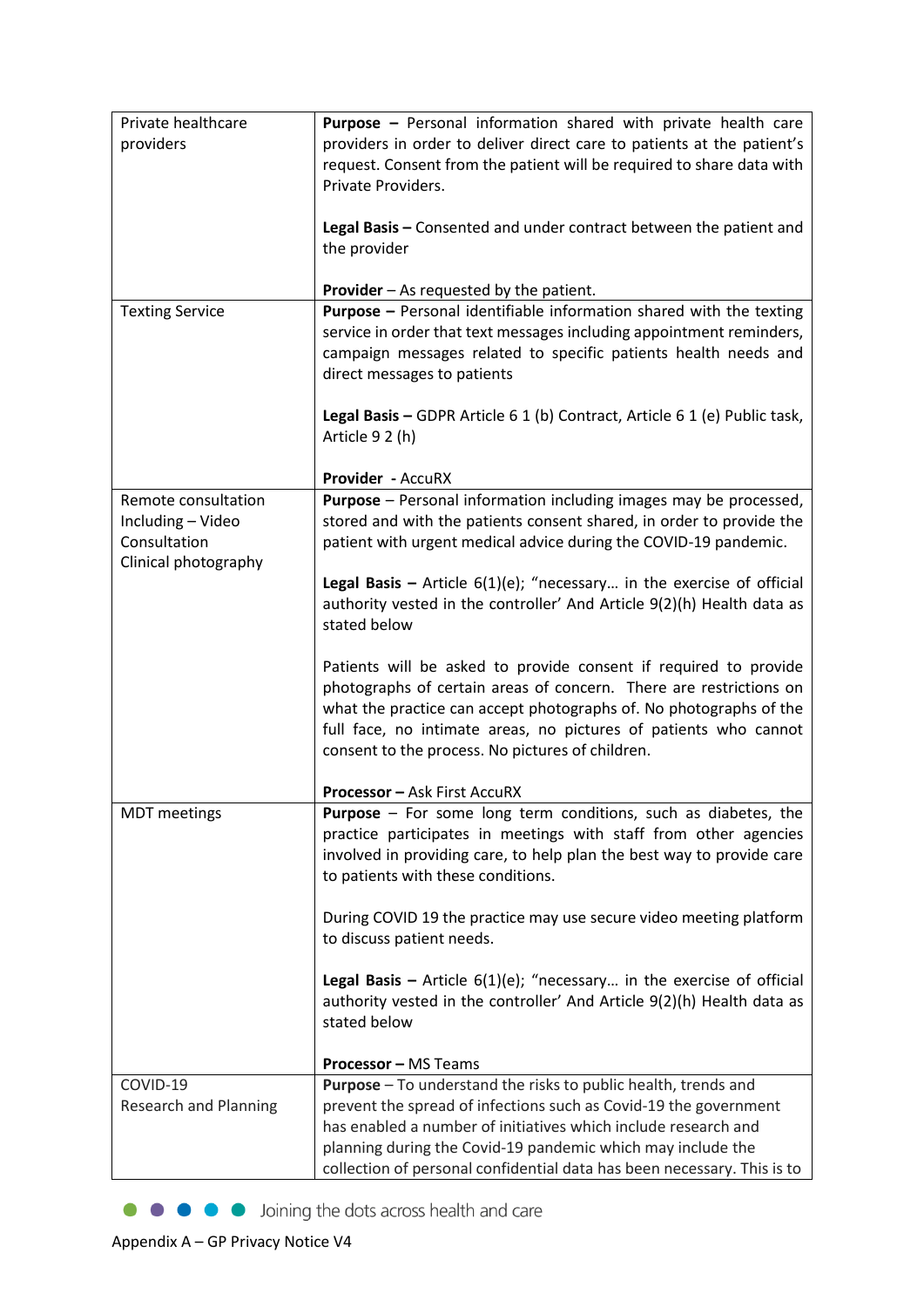| | |
|---|---|
| Private healthcare providers | **Purpose –** Personal information shared with private health care providers in order to deliver direct care to patients at the patient's request. Consent from the patient will be required to share data with Private Providers.<br><br>**Legal Basis –** Consented and under contract between the patient and the provider<br><br>**Provider** – As requested by the patient. |
| Texting Service | **Purpose –** Personal identifiable information shared with the texting service in order that text messages including appointment reminders, campaign messages related to specific patients health needs and direct messages to patients<br><br>**Legal Basis –** GDPR Article 6 1 (b) Contract, Article 6 1 (e) Public task, Article 9 2 (h)<br><br>**Provider - AccuRX** |
| Remote consultation Including – Video Consultation Clinical photography | **Purpose** – Personal information including images may be processed, stored and with the patients consent shared, in order to provide the patient with urgent medical advice during the COVID-19 pandemic.<br><br>**Legal Basis –** Article 6(1)(e); "necessary… in the exercise of official authority vested in the controller' And Article 9(2)(h) Health data as stated below<br><br>Patients will be asked to provide consent if required to provide photographs of certain areas of concern. There are restrictions on what the practice can accept photographs of. No photographs of the full face, no intimate areas, no pictures of patients who cannot consent to the process. No pictures of children.<br><br>**Processor –** Ask First AccuRX |
| MDT meetings | **Purpose** – For some long term conditions, such as diabetes, the practice participates in meetings with staff from other agencies involved in providing care, to help plan the best way to provide care to patients with these conditions.<br><br>During COVID 19 the practice may use secure video meeting platform to discuss patient needs.<br><br>**Legal Basis –** Article 6(1)(e); "necessary… in the exercise of official authority vested in the controller' And Article 9(2)(h) Health data as stated below<br><br>**Processor –** MS Teams |
| COVID-19 Research and Planning | **Purpose** – To understand the risks to public health, trends and prevent the spread of infections such as Covid-19 the government has enabled a number of initiatives which include research and planning during the Covid-19 pandemic which may include the collection of personal confidential data has been necessary. This is to |

Joining the dots across health and care

Appendix A – GP Privacy Notice V4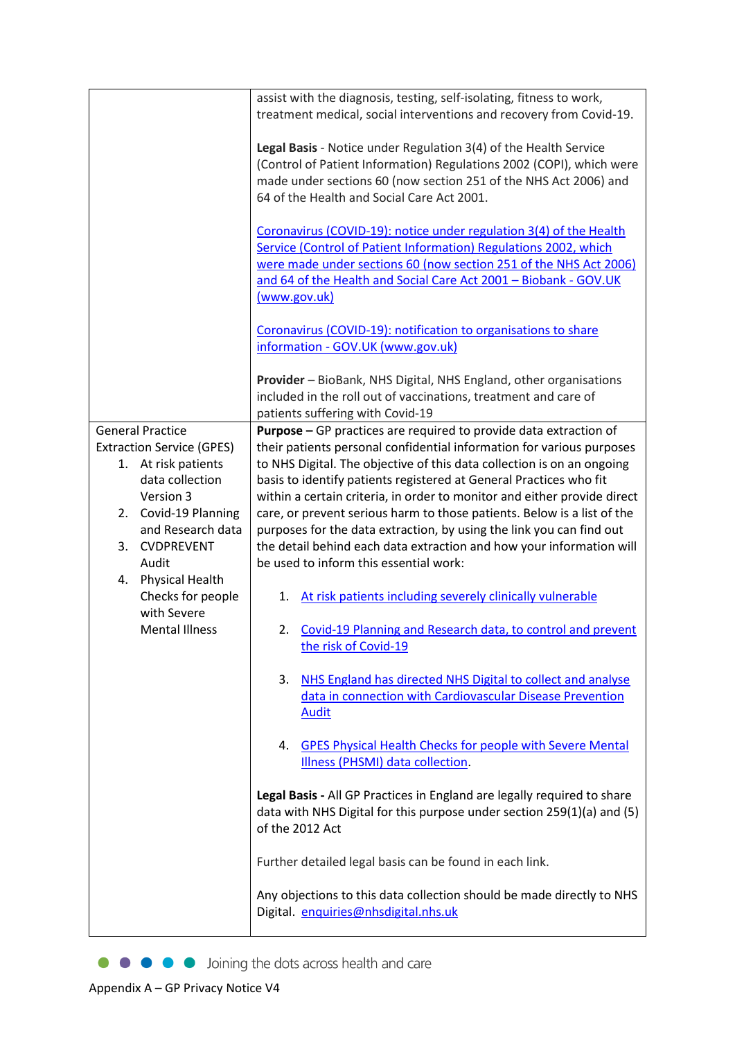|  |  |
|---|---|
|  | assist with the diagnosis, testing, self-isolating, fitness to work, treatment medical, social interventions and recovery from Covid-19.<br><br>**Legal Basis** - Notice under Regulation 3(4) of the Health Service (Control of Patient Information) Regulations 2002 (COPI), which were made under sections 60 (now section 251 of the NHS Act 2006) and 64 of the Health and Social Care Act 2001.<br><br>Coronavirus (COVID-19): notice under regulation 3(4) of the Health Service (Control of Patient Information) Regulations 2002, which were made under sections 60 (now section 251 of the NHS Act 2006) and 64 of the Health and Social Care Act 2001 – Biobank - GOV.UK (www.gov.uk)<br><br>Coronavirus (COVID-19): notification to organisations to share information - GOV.UK (www.gov.uk)<br><br>**Provider** – BioBank, NHS Digital, NHS England, other organisations included in the roll out of vaccinations, treatment and care of patients suffering with Covid-19 |
| General Practice Extraction Service (GPES)<br>1. At risk patients data collection Version 3<br>2. Covid-19 Planning and Research data<br>3. CVDPREVENT Audit<br>4. Physical Health Checks for people with Severe Mental Illness | **Purpose –** GP practices are required to provide data extraction of their patients personal confidential information for various purposes to NHS Digital. The objective of this data collection is on an ongoing basis to identify patients registered at General Practices who fit within a certain criteria, in order to monitor and either provide direct care, or prevent serious harm to those patients. Below is a list of the purposes for the data extraction, by using the link you can find out the detail behind each data extraction and how your information will be used to inform this essential work:<br><br>1. At risk patients including severely clinically vulnerable<br>2. Covid-19 Planning and Research data, to control and prevent the risk of Covid-19<br>3. NHS England has directed NHS Digital to collect and analyse data in connection with Cardiovascular Disease Prevention Audit<br>4. GPES Physical Health Checks for people with Severe Mental Illness (PHSMI) data collection.<br><br>**Legal Basis -** All GP Practices in England are legally required to share data with NHS Digital for this purpose under section 259(1)(a) and (5) of the 2012 Act<br><br>Further detailed legal basis can be found in each link.<br><br>Any objections to this data collection should be made directly to NHS Digital. enquiries@nhsdigital.nhs.uk |

Joining the dots across health and care

Appendix A – GP Privacy Notice V4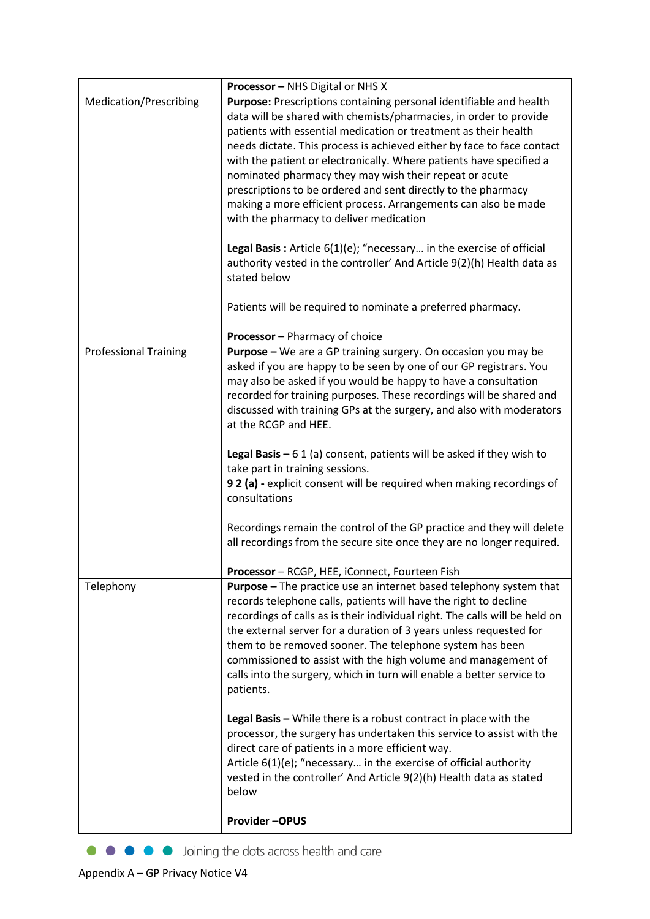| | |
|---|---|
| | **Processor –** NHS Digital or NHS X |
| Medication/Prescribing | **Purpose:** Prescriptions containing personal identifiable and health data will be shared with chemists/pharmacies, in order to provide patients with essential medication or treatment as their health needs dictate. This process is achieved either by face to face contact with the patient or electronically. Where patients have specified a nominated pharmacy they may wish their repeat or acute prescriptions to be ordered and sent directly to the pharmacy making a more efficient process. Arrangements can also be made with the pharmacy to deliver medication<br><br>**Legal Basis :** Article 6(1)(e); "necessary… in the exercise of official authority vested in the controller' And Article 9(2)(h) Health data as stated below<br><br>Patients will be required to nominate a preferred pharmacy.<br><br>**Processor** – Pharmacy of choice |
| Professional Training | **Purpose –** We are a GP training surgery. On occasion you may be asked if you are happy to be seen by one of our GP registrars. You may also be asked if you would be happy to have a consultation recorded for training purposes. These recordings will be shared and discussed with training GPs at the surgery, and also with moderators at the RCGP and HEE.<br><br>**Legal Basis –** 6 1 (a) consent, patients will be asked if they wish to take part in training sessions.<br>**9 2 (a) -** explicit consent will be required when making recordings of consultations<br><br>Recordings remain the control of the GP practice and they will delete all recordings from the secure site once they are no longer required.<br><br>**Processor** – RCGP, HEE, iConnect, Fourteen Fish |
| Telephony | **Purpose –** The practice use an internet based telephony system that records telephone calls, patients will have the right to decline recordings of calls as is their individual right. The calls will be held on the external server for a duration of 3 years unless requested for them to be removed sooner. The telephone system has been commissioned to assist with the high volume and management of calls into the surgery, which in turn will enable a better service to patients.<br><br>**Legal Basis –** While there is a robust contract in place with the processor, the surgery has undertaken this service to assist with the direct care of patients in a more efficient way.<br>Article 6(1)(e); "necessary… in the exercise of official authority vested in the controller' And Article 9(2)(h) Health data as stated below<br><br>**Provider –OPUS** |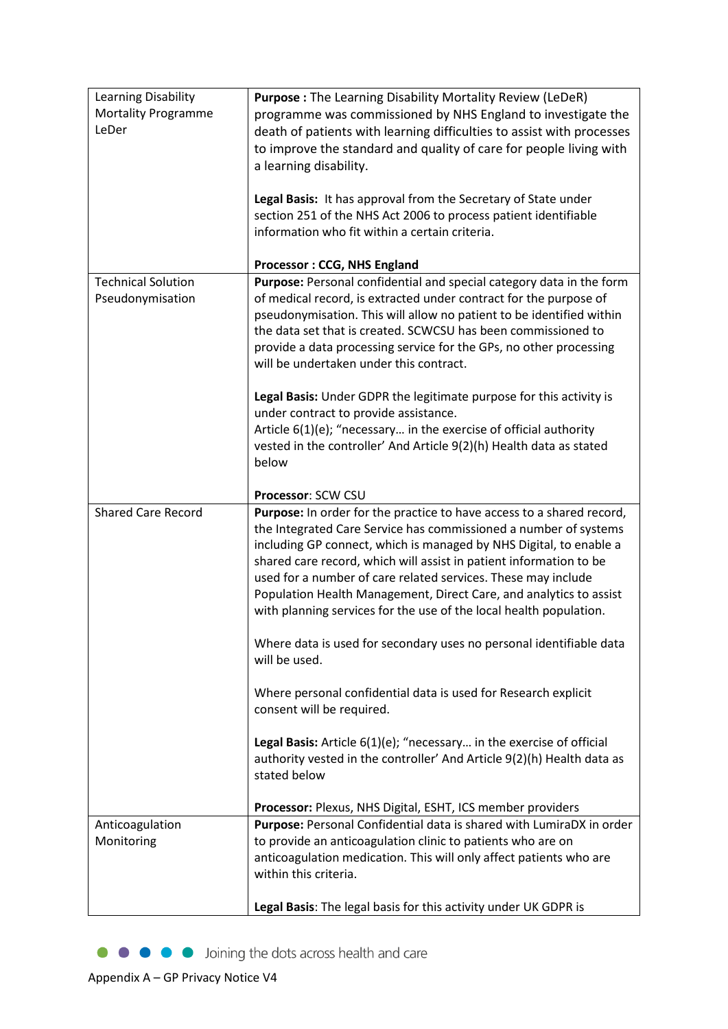| | |
|---|---|
| Learning Disability Mortality Programme LeDer | **Purpose :** The Learning Disability Mortality Review (LeDeR) programme was commissioned by NHS England to investigate the death of patients with learning difficulties to assist with processes to improve the standard and quality of care for people living with a learning disability.<br><br>**Legal Basis:** It has approval from the Secretary of State under section 251 of the NHS Act 2006 to process patient identifiable information who fit within a certain criteria.<br><br>**Processor : CCG, NHS England** |
| Technical Solution Pseudonymisation | **Purpose:** Personal confidential and special category data in the form of medical record, is extracted under contract for the purpose of pseudonymisation. This will allow no patient to be identified within the data set that is created. SCWCSU has been commissioned to provide a data processing service for the GPs, no other processing will be undertaken under this contract.<br><br>**Legal Basis:** Under GDPR the legitimate purpose for this activity is under contract to provide assistance.<br>Article 6(1)(e); "necessary… in the exercise of official authority vested in the controller' And Article 9(2)(h) Health data as stated below<br><br>**Processor**: SCW CSU |
| Shared Care Record | **Purpose:** In order for the practice to have access to a shared record, the Integrated Care Service has commissioned a number of systems including GP connect, which is managed by NHS Digital, to enable a shared care record, which will assist in patient information to be used for a number of care related services. These may include Population Health Management, Direct Care, and analytics to assist with planning services for the use of the local health population.<br><br>Where data is used for secondary uses no personal identifiable data will be used.<br><br>Where personal confidential data is used for Research explicit consent will be required.<br><br>**Legal Basis:** Article 6(1)(e); "necessary… in the exercise of official authority vested in the controller' And Article 9(2)(h) Health data as stated below<br><br>**Processor:** Plexus, NHS Digital, ESHT, ICS member providers |
| Anticoagulation Monitoring | **Purpose:** Personal Confidential data is shared with LumiraDX in order to provide an anticoagulation clinic to patients who are on anticoagulation medication. This will only affect patients who are within this criteria.<br><br>**Legal Basis**: The legal basis for this activity under UK GDPR is |

Joining the dots across health and care

Appendix A – GP Privacy Notice V4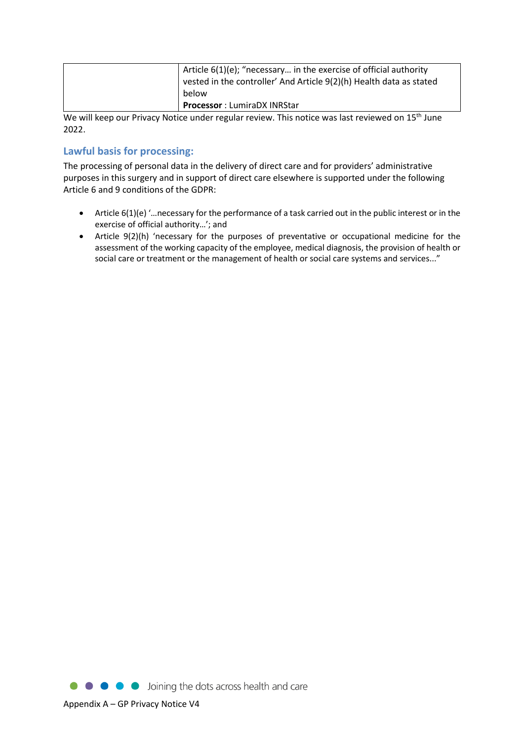| | |
|---|---|
| | Article 6(1)(e); "necessary… in the exercise of official authority vested in the controller' And Article 9(2)(h) Health data as stated below<br>**Processor** : LumiraDX INRStar |

We will keep our Privacy Notice under regular review. This notice was last reviewed on 15th June 2022.

## Lawful basis for processing:

The processing of personal data in the delivery of direct care and for providers' administrative purposes in this surgery and in support of direct care elsewhere is supported under the following Article 6 and 9 conditions of the GDPR:

- Article 6(1)(e) '…necessary for the performance of a task carried out in the public interest or in the exercise of official authority…'; and
- Article 9(2)(h) 'necessary for the purposes of preventative or occupational medicine for the assessment of the working capacity of the employee, medical diagnosis, the provision of health or social care or treatment or the management of health or social care systems and services..."